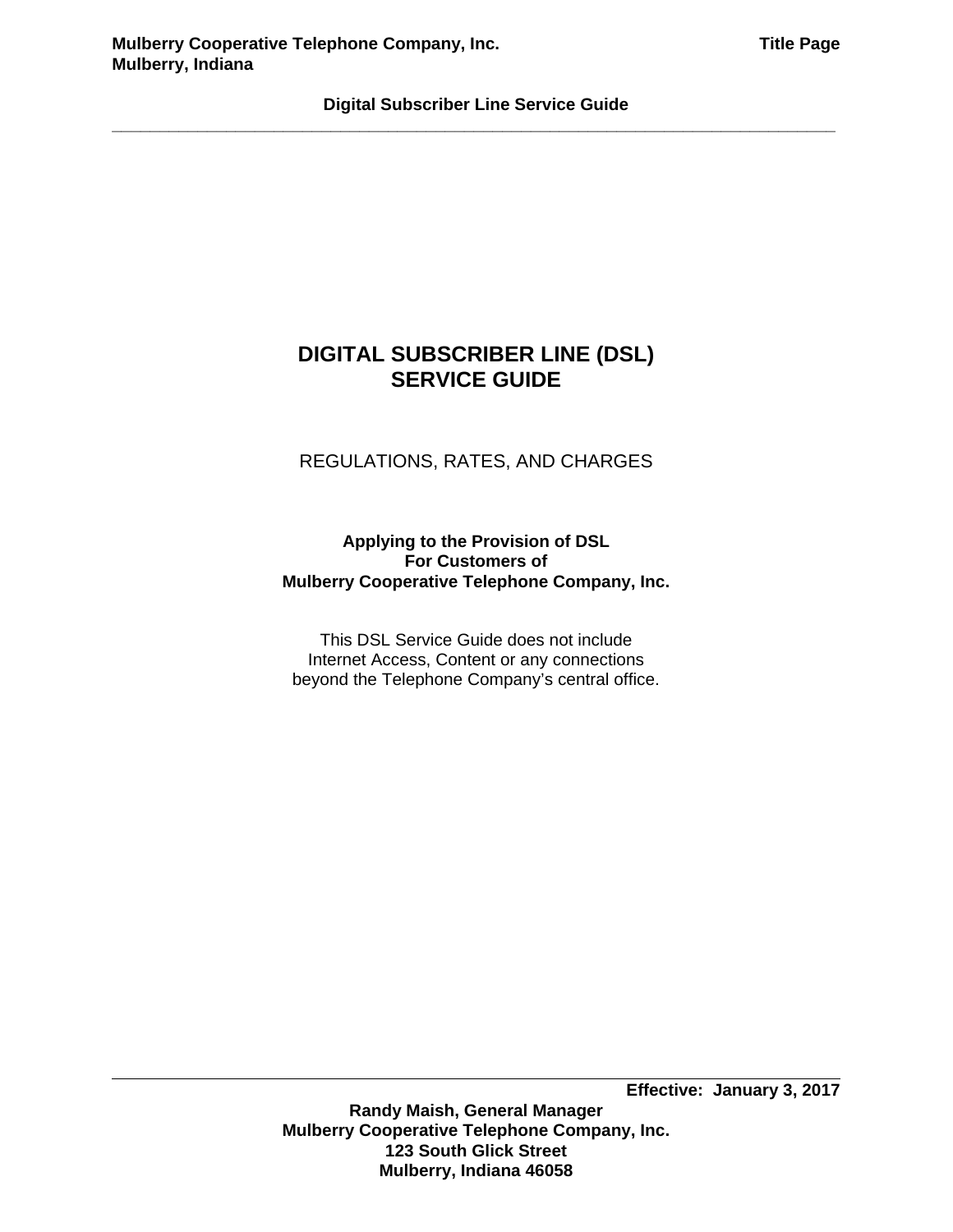# DIGITAL SUBSCRIBER LINE (DSL) SERVICE GUIDE

REGULATIONS, RATES, AND CHARGES

**Applying to the Provision of DSL**
**For Customers of**
**Mulberry Cooperative Telephone Company, Inc.**

This DSL Service Guide does not include
Internet Access, Content or any connections
beyond the Telephone Company's central office.

**Effective: January 3, 2017**

**Randy Maish, General Manager**
**Mulberry Cooperative Telephone Company, Inc.**
**123 South Glick Street**
**Mulberry, Indiana 46058**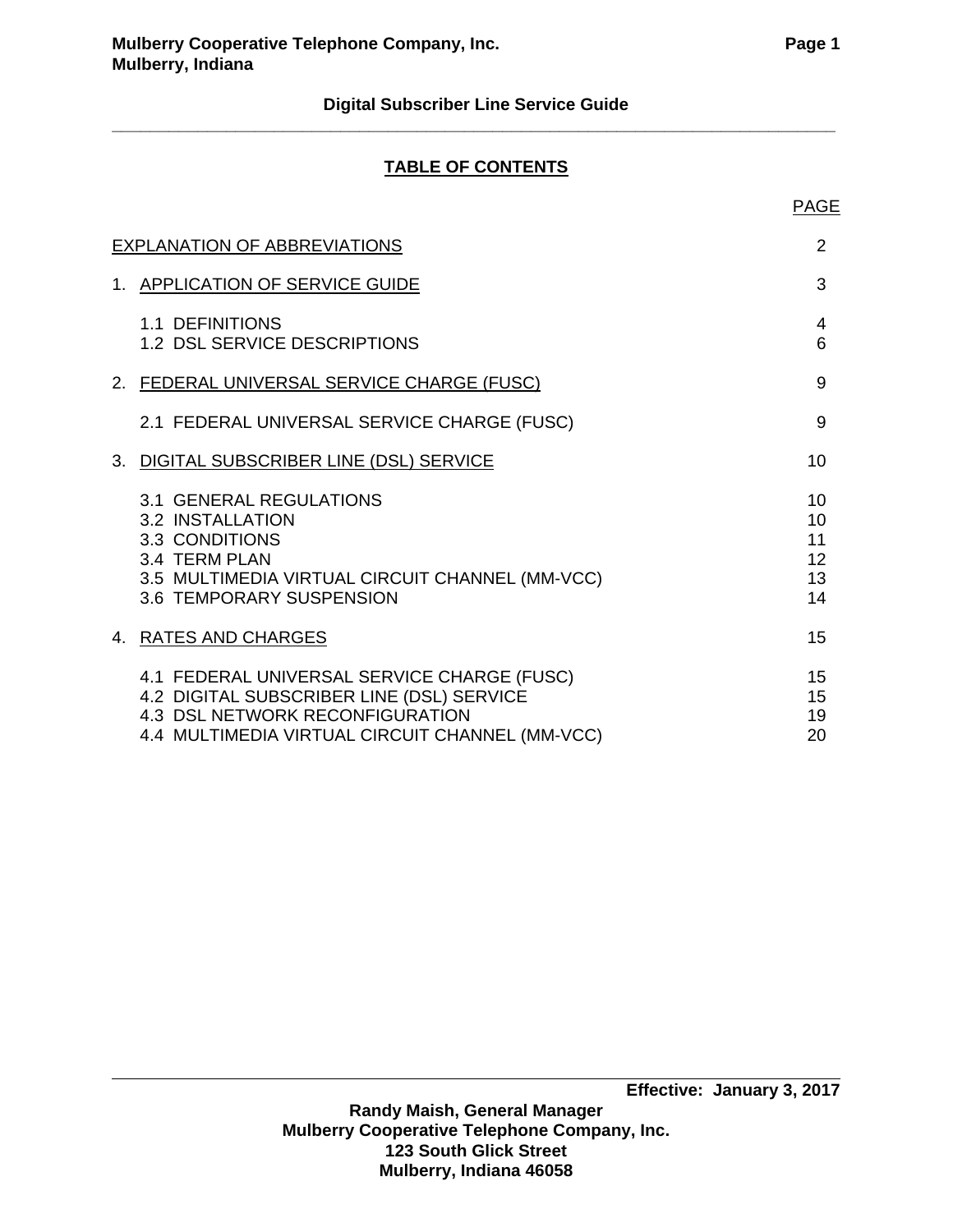# Mulberry Cooperative Telephone Company, Inc.
Mulberry, Indiana

## Digital Subscriber Line Service Guide

### TABLE OF CONTENTS

| | PAGE |
|---|---|
| EXPLANATION OF ABBREVIATIONS | 2 |
| 1. APPLICATION OF SERVICE GUIDE | 3 |
| 1.1 DEFINITIONS | 4 |
| 1.2 DSL SERVICE DESCRIPTIONS | 6 |
| 2. FEDERAL UNIVERSAL SERVICE CHARGE (FUSC) | 9 |
| 2.1 FEDERAL UNIVERSAL SERVICE CHARGE (FUSC) | 9 |
| 3. DIGITAL SUBSCRIBER LINE (DSL) SERVICE | 10 |
| 3.1 GENERAL REGULATIONS | 10 |
| 3.2 INSTALLATION | 10 |
| 3.3 CONDITIONS | 11 |
| 3.4 TERM PLAN | 12 |
| 3.5 MULTIMEDIA VIRTUAL CIRCUIT CHANNEL (MM-VCC) | 13 |
| 3.6 TEMPORARY SUSPENSION | 14 |
| 4. RATES AND CHARGES | 15 |
| 4.1 FEDERAL UNIVERSAL SERVICE CHARGE (FUSC) | 15 |
| 4.2 DIGITAL SUBSCRIBER LINE (DSL) SERVICE | 15 |
| 4.3 DSL NETWORK RECONFIGURATION | 19 |
| 4.4 MULTIMEDIA VIRTUAL CIRCUIT CHANNEL (MM-VCC) | 20 |

**Effective: January 3, 2017**

**Randy Maish, General Manager**
**Mulberry Cooperative Telephone Company, Inc.**
**123 South Glick Street**
**Mulberry, Indiana 46058**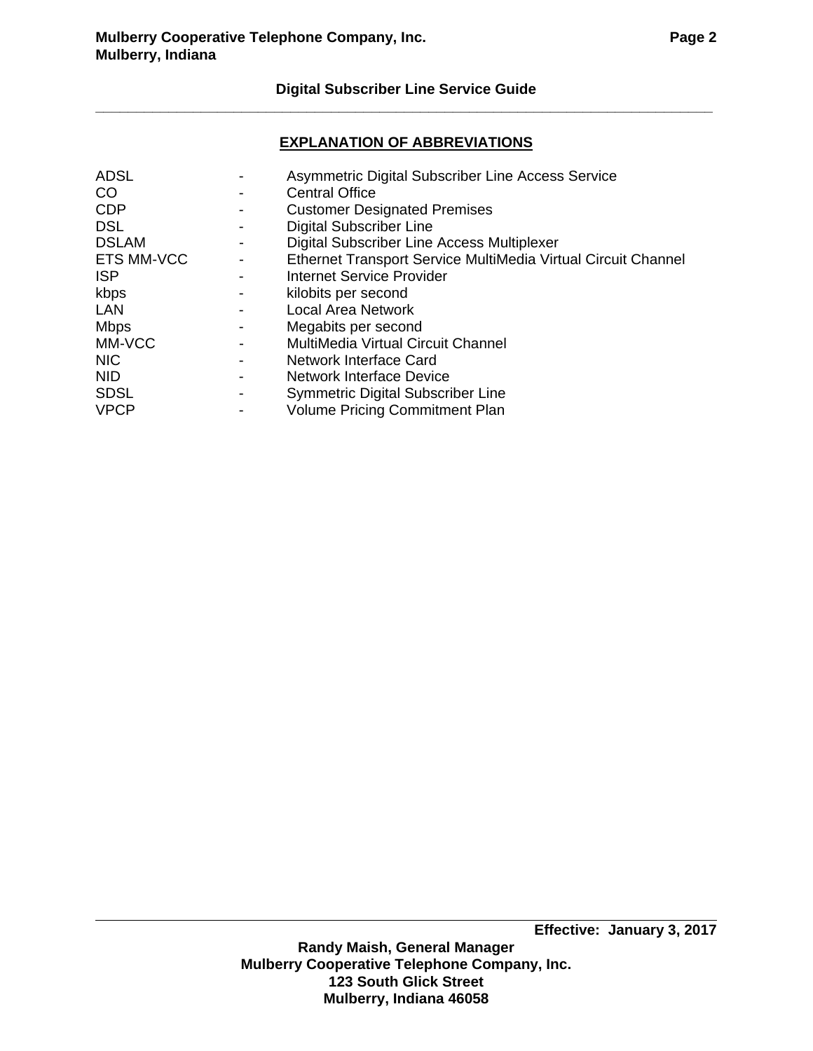## EXPLANATION OF ABBREVIATIONS

| | | |
|---|---|---|
| ADSL | - | Asymmetric Digital Subscriber Line Access Service |
| CO | - | Central Office |
| CDP | - | Customer Designated Premises |
| DSL | - | Digital Subscriber Line |
| DSLAM | - | Digital Subscriber Line Access Multiplexer |
| ETS MM-VCC | - | Ethernet Transport Service MultiMedia Virtual Circuit Channel |
| ISP | - | Internet Service Provider |
| kbps | - | kilobits per second |
| LAN | - | Local Area Network |
| Mbps | - | Megabits per second |
| MM-VCC | - | MultiMedia Virtual Circuit Channel |
| NIC | - | Network Interface Card |
| NID | - | Network Interface Device |
| SDSL | - | Symmetric Digital Subscriber Line |
| VPCP | - | Volume Pricing Commitment Plan |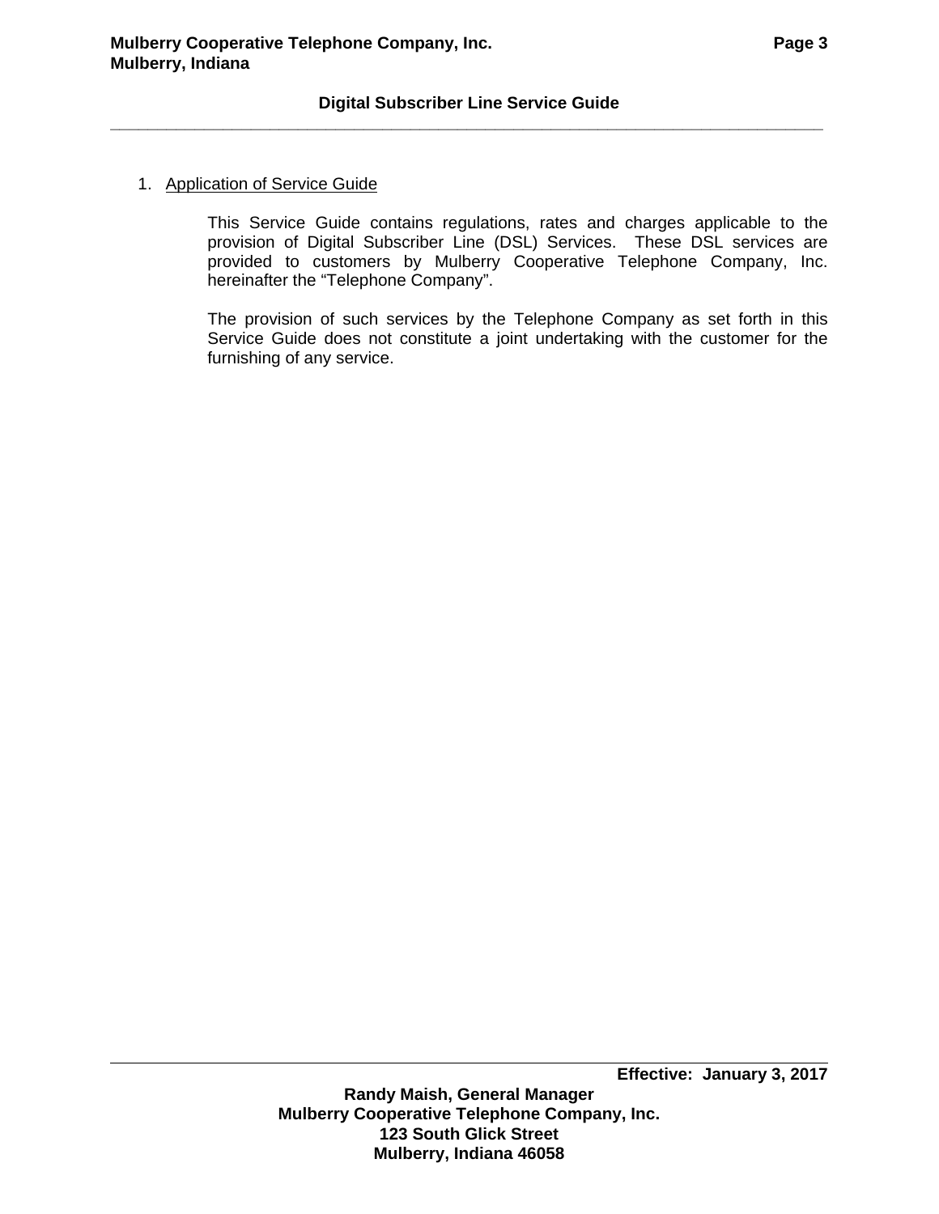1. Application of Service Guide

    This Service Guide contains regulations, rates and charges applicable to the provision of Digital Subscriber Line (DSL) Services. These DSL services are provided to customers by Mulberry Cooperative Telephone Company, Inc. hereinafter the "Telephone Company".

    The provision of such services by the Telephone Company as set forth in this Service Guide does not constitute a joint undertaking with the customer for the furnishing of any service.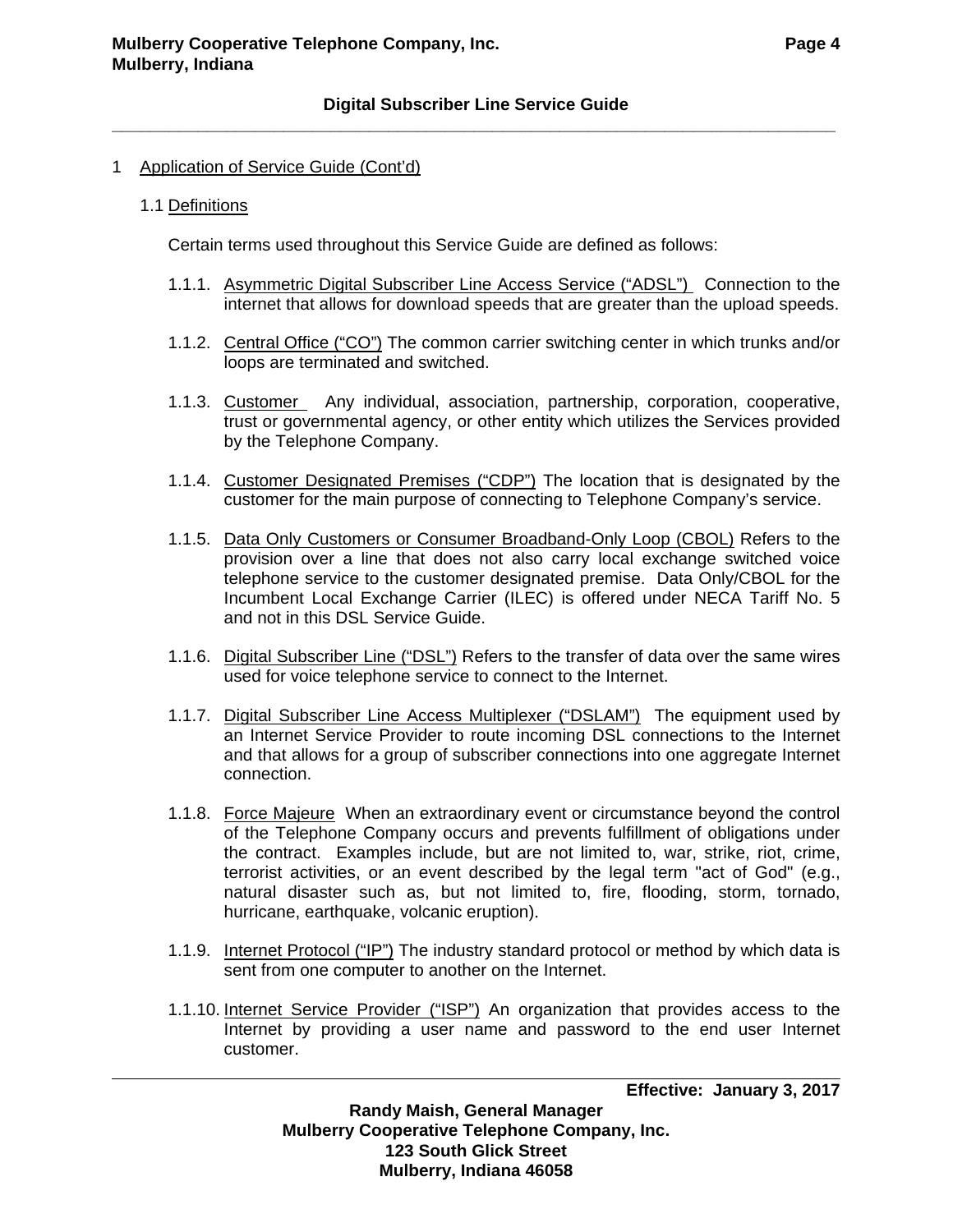## 1 Application of Service Guide (Cont'd)

### 1.1 Definitions

Certain terms used throughout this Service Guide are defined as follows:

1.1.1. Asymmetric Digital Subscriber Line Access Service ("ADSL") Connection to the internet that allows for download speeds that are greater than the upload speeds.

1.1.2. Central Office ("CO") The common carrier switching center in which trunks and/or loops are terminated and switched.

1.1.3. Customer Any individual, association, partnership, corporation, cooperative, trust or governmental agency, or other entity which utilizes the Services provided by the Telephone Company.

1.1.4. Customer Designated Premises ("CDP") The location that is designated by the customer for the main purpose of connecting to Telephone Company's service.

1.1.5. Data Only Customers or Consumer Broadband-Only Loop (CBOL) Refers to the provision over a line that does not also carry local exchange switched voice telephone service to the customer designated premise. Data Only/CBOL for the Incumbent Local Exchange Carrier (ILEC) is offered under NECA Tariff No. 5 and not in this DSL Service Guide.

1.1.6. Digital Subscriber Line ("DSL") Refers to the transfer of data over the same wires used for voice telephone service to connect to the Internet.

1.1.7. Digital Subscriber Line Access Multiplexer ("DSLAM") The equipment used by an Internet Service Provider to route incoming DSL connections to the Internet and that allows for a group of subscriber connections into one aggregate Internet connection.

1.1.8. Force Majeure When an extraordinary event or circumstance beyond the control of the Telephone Company occurs and prevents fulfillment of obligations under the contract. Examples include, but are not limited to, war, strike, riot, crime, terrorist activities, or an event described by the legal term "act of God" (e.g., natural disaster such as, but not limited to, fire, flooding, storm, tornado, hurricane, earthquake, volcanic eruption).

1.1.9. Internet Protocol ("IP") The industry standard protocol or method by which data is sent from one computer to another on the Internet.

1.1.10. Internet Service Provider ("ISP") An organization that provides access to the Internet by providing a user name and password to the end user Internet customer.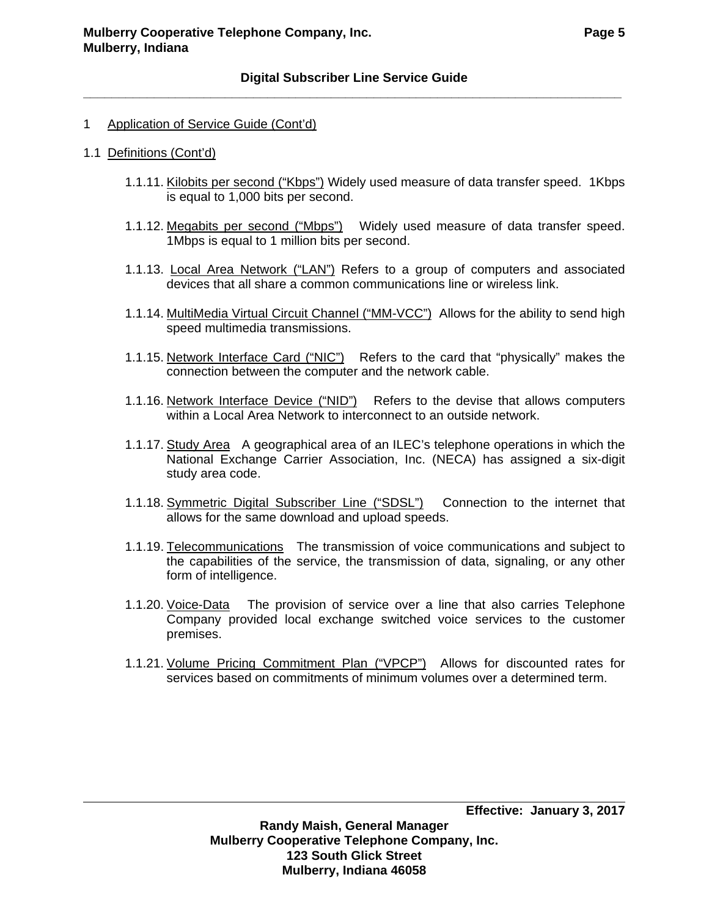1 Application of Service Guide (Cont'd)

1.1 Definitions (Cont'd)

1.1.11. Kilobits per second ("Kbps") Widely used measure of data transfer speed. 1Kbps is equal to 1,000 bits per second.

1.1.12. Megabits per second ("Mbps") Widely used measure of data transfer speed. 1Mbps is equal to 1 million bits per second.

1.1.13. Local Area Network ("LAN") Refers to a group of computers and associated devices that all share a common communications line or wireless link.

1.1.14. MultiMedia Virtual Circuit Channel ("MM-VCC") Allows for the ability to send high speed multimedia transmissions.

1.1.15. Network Interface Card ("NIC") Refers to the card that "physically" makes the connection between the computer and the network cable.

1.1.16. Network Interface Device ("NID") Refers to the devise that allows computers within a Local Area Network to interconnect to an outside network.

1.1.17. Study Area A geographical area of an ILEC's telephone operations in which the National Exchange Carrier Association, Inc. (NECA) has assigned a six-digit study area code.

1.1.18. Symmetric Digital Subscriber Line ("SDSL") Connection to the internet that allows for the same download and upload speeds.

1.1.19. Telecommunications The transmission of voice communications and subject to the capabilities of the service, the transmission of data, signaling, or any other form of intelligence.

1.1.20. Voice-Data The provision of service over a line that also carries Telephone Company provided local exchange switched voice services to the customer premises.

1.1.21. Volume Pricing Commitment Plan ("VPCP") Allows for discounted rates for services based on commitments of minimum volumes over a determined term.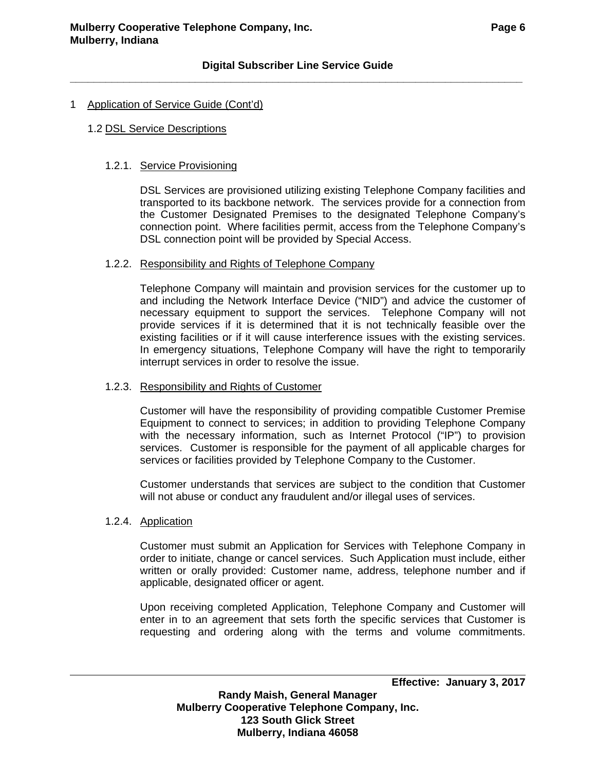## Digital Subscriber Line Service Guide

1 Application of Service Guide (Cont'd)

### 1.2 DSL Service Descriptions

#### 1.2.1. Service Provisioning

DSL Services are provisioned utilizing existing Telephone Company facilities and transported to its backbone network. The services provide for a connection from the Customer Designated Premises to the designated Telephone Company's connection point. Where facilities permit, access from the Telephone Company's DSL connection point will be provided by Special Access.

#### 1.2.2. Responsibility and Rights of Telephone Company

Telephone Company will maintain and provision services for the customer up to and including the Network Interface Device ("NID") and advice the customer of necessary equipment to support the services. Telephone Company will not provide services if it is determined that it is not technically feasible over the existing facilities or if it will cause interference issues with the existing services. In emergency situations, Telephone Company will have the right to temporarily interrupt services in order to resolve the issue.

#### 1.2.3. Responsibility and Rights of Customer

Customer will have the responsibility of providing compatible Customer Premise Equipment to connect to services; in addition to providing Telephone Company with the necessary information, such as Internet Protocol ("IP") to provision services. Customer is responsible for the payment of all applicable charges for services or facilities provided by Telephone Company to the Customer.

Customer understands that services are subject to the condition that Customer will not abuse or conduct any fraudulent and/or illegal uses of services.

#### 1.2.4. Application

Customer must submit an Application for Services with Telephone Company in order to initiate, change or cancel services. Such Application must include, either written or orally provided: Customer name, address, telephone number and if applicable, designated officer or agent.

Upon receiving completed Application, Telephone Company and Customer will enter in to an agreement that sets forth the specific services that Customer is requesting and ordering along with the terms and volume commitments.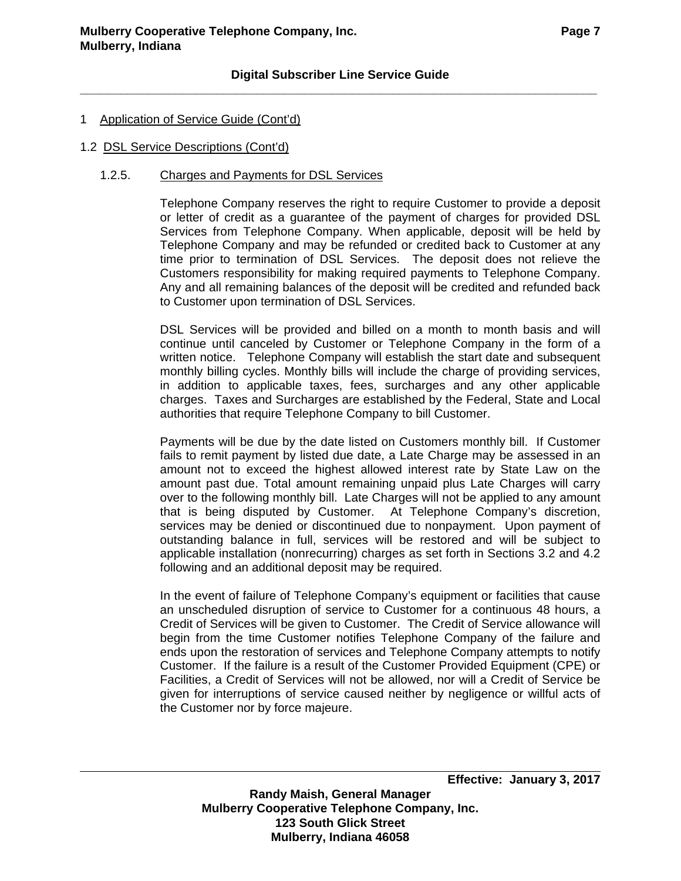1 Application of Service Guide (Cont'd)

1.2 DSL Service Descriptions (Cont'd)

1.2.5. Charges and Payments for DSL Services

Telephone Company reserves the right to require Customer to provide a deposit or letter of credit as a guarantee of the payment of charges for provided DSL Services from Telephone Company. When applicable, deposit will be held by Telephone Company and may be refunded or credited back to Customer at any time prior to termination of DSL Services. The deposit does not relieve the Customers responsibility for making required payments to Telephone Company. Any and all remaining balances of the deposit will be credited and refunded back to Customer upon termination of DSL Services.

DSL Services will be provided and billed on a month to month basis and will continue until canceled by Customer or Telephone Company in the form of a written notice. Telephone Company will establish the start date and subsequent monthly billing cycles. Monthly bills will include the charge of providing services, in addition to applicable taxes, fees, surcharges and any other applicable charges. Taxes and Surcharges are established by the Federal, State and Local authorities that require Telephone Company to bill Customer.

Payments will be due by the date listed on Customers monthly bill. If Customer fails to remit payment by listed due date, a Late Charge may be assessed in an amount not to exceed the highest allowed interest rate by State Law on the amount past due. Total amount remaining unpaid plus Late Charges will carry over to the following monthly bill. Late Charges will not be applied to any amount that is being disputed by Customer. At Telephone Company's discretion, services may be denied or discontinued due to nonpayment. Upon payment of outstanding balance in full, services will be restored and will be subject to applicable installation (nonrecurring) charges as set forth in Sections 3.2 and 4.2 following and an additional deposit may be required.

In the event of failure of Telephone Company's equipment or facilities that cause an unscheduled disruption of service to Customer for a continuous 48 hours, a Credit of Services will be given to Customer. The Credit of Service allowance will begin from the time Customer notifies Telephone Company of the failure and ends upon the restoration of services and Telephone Company attempts to notify Customer. If the failure is a result of the Customer Provided Equipment (CPE) or Facilities, a Credit of Services will not be allowed, nor will a Credit of Service be given for interruptions of service caused neither by negligence or willful acts of the Customer nor by force majeure.

Effective: January 3, 2017

Randy Maish, General Manager
Mulberry Cooperative Telephone Company, Inc.
123 South Glick Street
Mulberry, Indiana 46058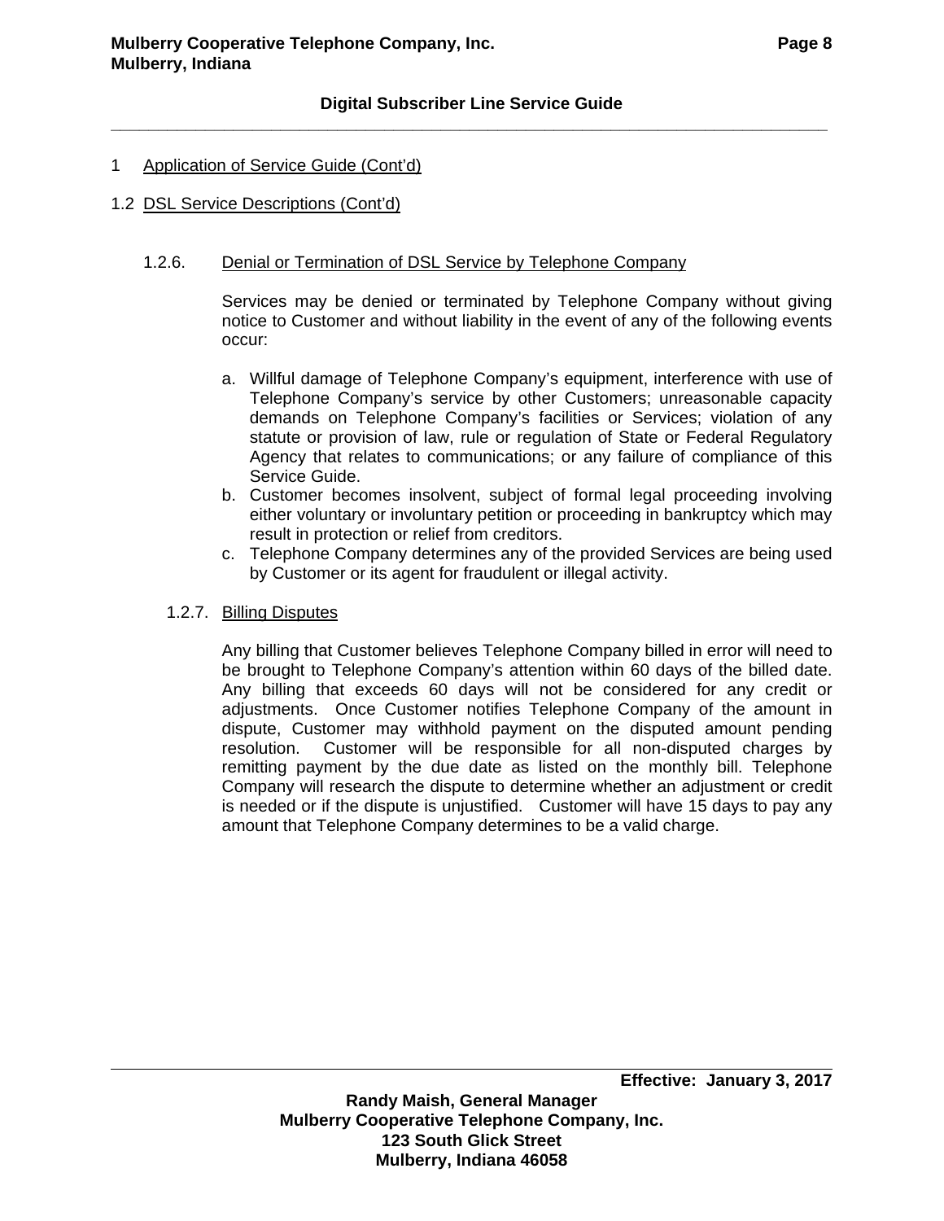1 Application of Service Guide (Cont'd)

1.2 DSL Service Descriptions (Cont'd)

1.2.6. Denial or Termination of DSL Service by Telephone Company

Services may be denied or terminated by Telephone Company without giving notice to Customer and without liability in the event of any of the following events occur:

a. Willful damage of Telephone Company's equipment, interference with use of Telephone Company's service by other Customers; unreasonable capacity demands on Telephone Company's facilities or Services; violation of any statute or provision of law, rule or regulation of State or Federal Regulatory Agency that relates to communications; or any failure of compliance of this Service Guide.
b. Customer becomes insolvent, subject of formal legal proceeding involving either voluntary or involuntary petition or proceeding in bankruptcy which may result in protection or relief from creditors.
c. Telephone Company determines any of the provided Services are being used by Customer or its agent for fraudulent or illegal activity.

1.2.7. Billing Disputes

Any billing that Customer believes Telephone Company billed in error will need to be brought to Telephone Company's attention within 60 days of the billed date. Any billing that exceeds 60 days will not be considered for any credit or adjustments. Once Customer notifies Telephone Company of the amount in dispute, Customer may withhold payment on the disputed amount pending resolution. Customer will be responsible for all non-disputed charges by remitting payment by the due date as listed on the monthly bill. Telephone Company will research the dispute to determine whether an adjustment or credit is needed or if the dispute is unjustified. Customer will have 15 days to pay any amount that Telephone Company determines to be a valid charge.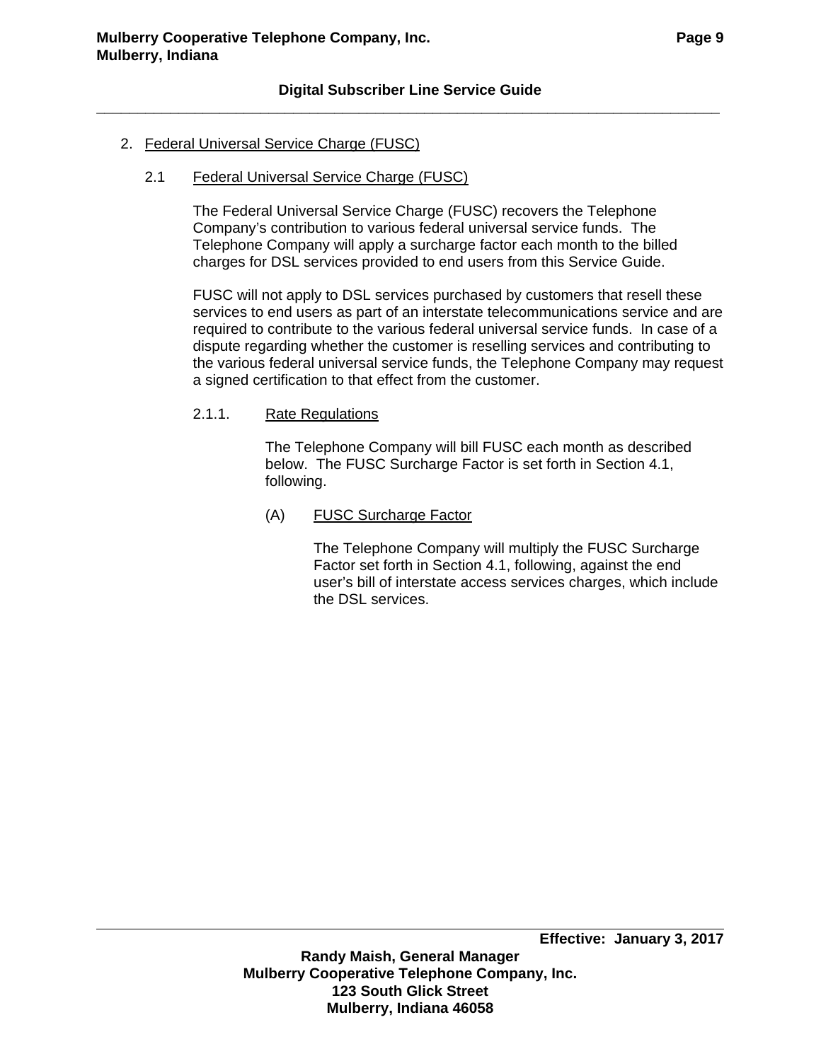2. Federal Universal Service Charge (FUSC)

2.1 Federal Universal Service Charge (FUSC)

The Federal Universal Service Charge (FUSC) recovers the Telephone Company's contribution to various federal universal service funds. The Telephone Company will apply a surcharge factor each month to the billed charges for DSL services provided to end users from this Service Guide.

FUSC will not apply to DSL services purchased by customers that resell these services to end users as part of an interstate telecommunications service and are required to contribute to the various federal universal service funds. In case of a dispute regarding whether the customer is reselling services and contributing to the various federal universal service funds, the Telephone Company may request a signed certification to that effect from the customer.

2.1.1. Rate Regulations

The Telephone Company will bill FUSC each month as described below. The FUSC Surcharge Factor is set forth in Section 4.1, following.

(A) FUSC Surcharge Factor

The Telephone Company will multiply the FUSC Surcharge Factor set forth in Section 4.1, following, against the end user's bill of interstate access services charges, which include the DSL services.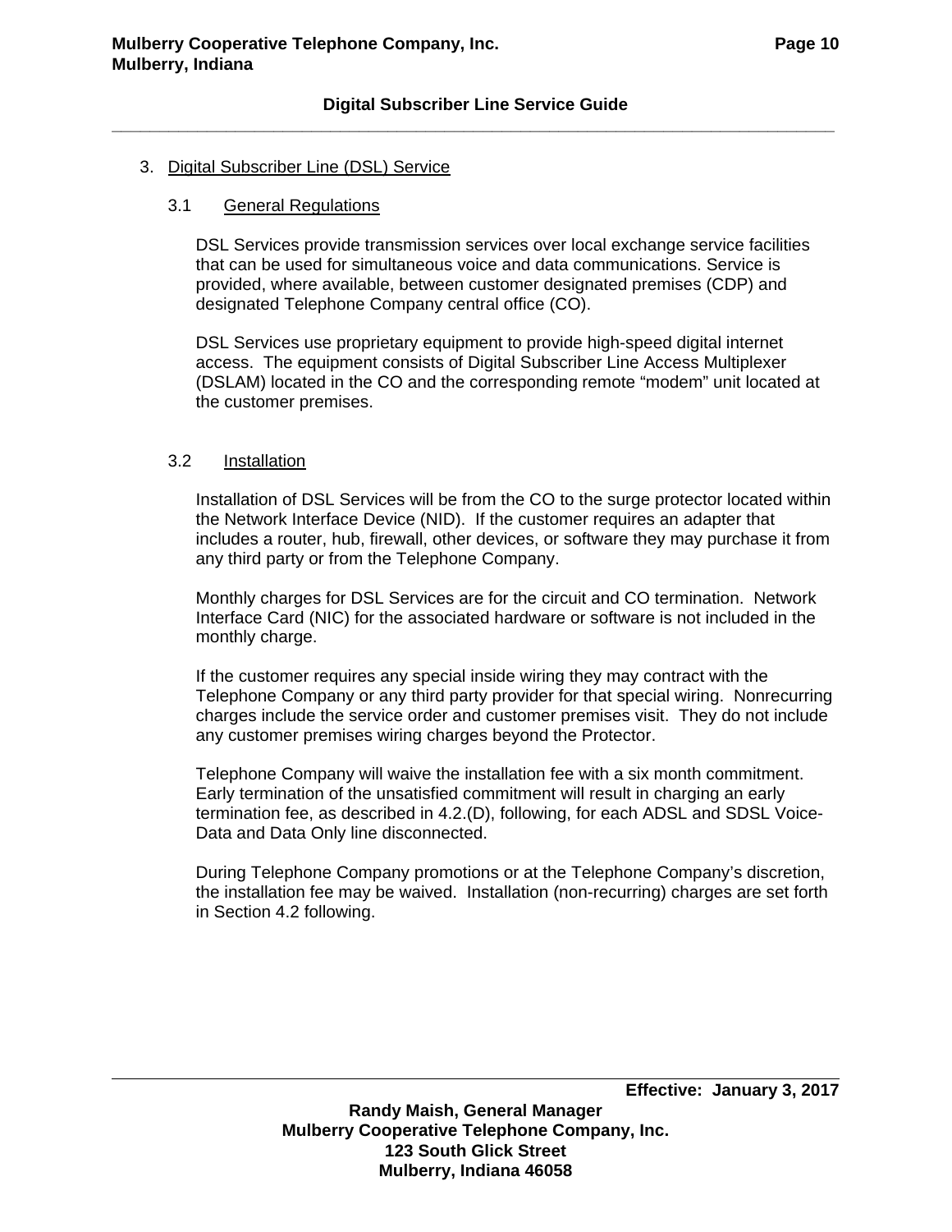## 3. Digital Subscriber Line (DSL) Service

### 3.1 General Regulations

DSL Services provide transmission services over local exchange service facilities that can be used for simultaneous voice and data communications. Service is provided, where available, between customer designated premises (CDP) and designated Telephone Company central office (CO).

DSL Services use proprietary equipment to provide high-speed digital internet access. The equipment consists of Digital Subscriber Line Access Multiplexer (DSLAM) located in the CO and the corresponding remote "modem" unit located at the customer premises.

### 3.2 Installation

Installation of DSL Services will be from the CO to the surge protector located within the Network Interface Device (NID). If the customer requires an adapter that includes a router, hub, firewall, other devices, or software they may purchase it from any third party or from the Telephone Company.

Monthly charges for DSL Services are for the circuit and CO termination. Network Interface Card (NIC) for the associated hardware or software is not included in the monthly charge.

If the customer requires any special inside wiring they may contract with the Telephone Company or any third party provider for that special wiring. Nonrecurring charges include the service order and customer premises visit. They do not include any customer premises wiring charges beyond the Protector.

Telephone Company will waive the installation fee with a six month commitment. Early termination of the unsatisfied commitment will result in charging an early termination fee, as described in 4.2.(D), following, for each ADSL and SDSL Voice-Data and Data Only line disconnected.

During Telephone Company promotions or at the Telephone Company's discretion, the installation fee may be waived. Installation (non-recurring) charges are set forth in Section 4.2 following.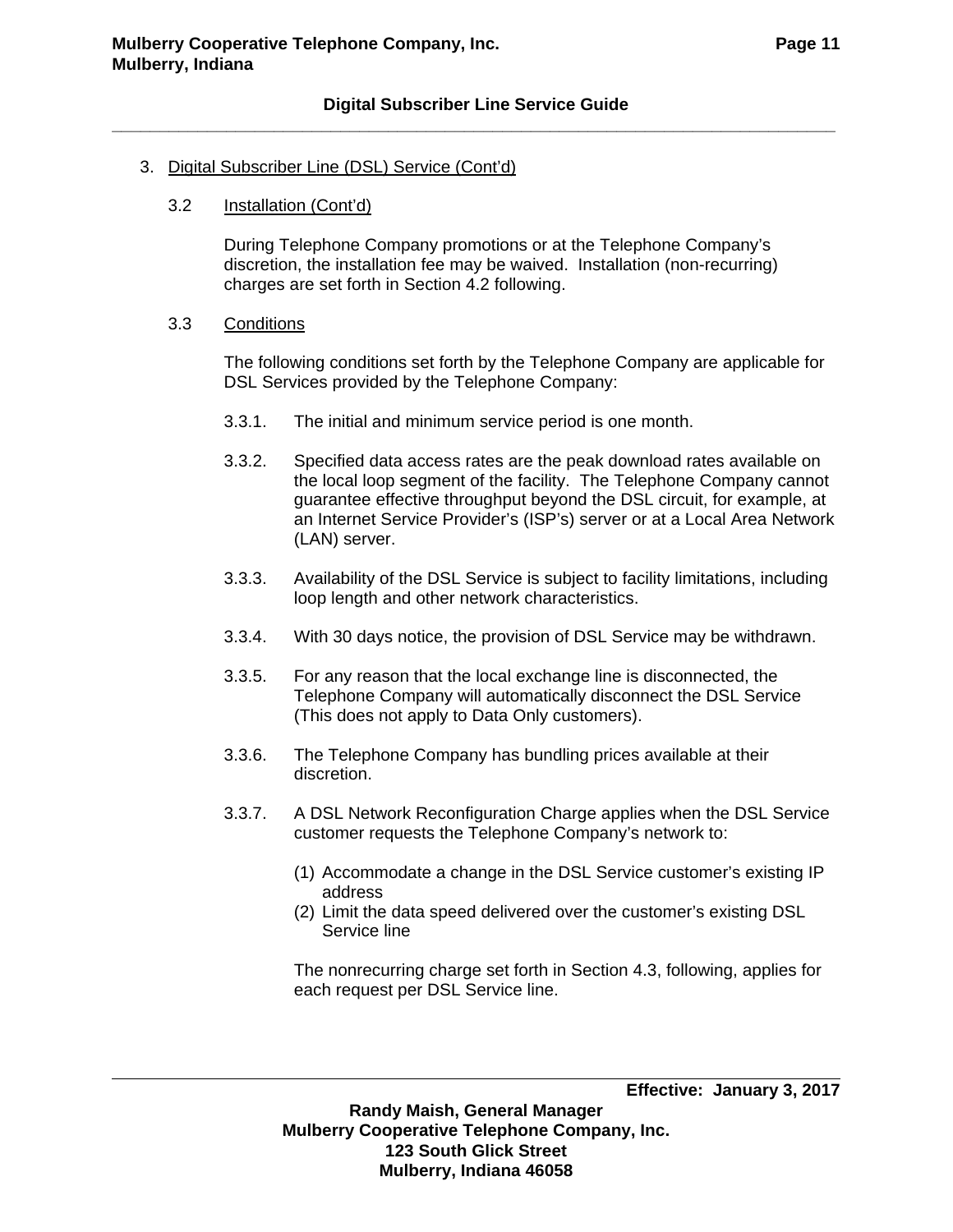3. Digital Subscriber Line (DSL) Service (Cont'd)

3.2 Installation (Cont'd)

During Telephone Company promotions or at the Telephone Company's discretion, the installation fee may be waived. Installation (non-recurring) charges are set forth in Section 4.2 following.

3.3 Conditions

The following conditions set forth by the Telephone Company are applicable for DSL Services provided by the Telephone Company:

3.3.1. The initial and minimum service period is one month.

3.3.2. Specified data access rates are the peak download rates available on the local loop segment of the facility. The Telephone Company cannot guarantee effective throughput beyond the DSL circuit, for example, at an Internet Service Provider's (ISP's) server or at a Local Area Network (LAN) server.

3.3.3. Availability of the DSL Service is subject to facility limitations, including loop length and other network characteristics.

3.3.4. With 30 days notice, the provision of DSL Service may be withdrawn.

3.3.5. For any reason that the local exchange line is disconnected, the Telephone Company will automatically disconnect the DSL Service (This does not apply to Data Only customers).

3.3.6. The Telephone Company has bundling prices available at their discretion.

3.3.7. A DSL Network Reconfiguration Charge applies when the DSL Service customer requests the Telephone Company's network to:

(1) Accommodate a change in the DSL Service customer's existing IP address
(2) Limit the data speed delivered over the customer's existing DSL Service line

The nonrecurring charge set forth in Section 4.3, following, applies for each request per DSL Service line.

Effective: January 3, 2017

Randy Maish, General Manager
Mulberry Cooperative Telephone Company, Inc.
123 South Glick Street
Mulberry, Indiana 46058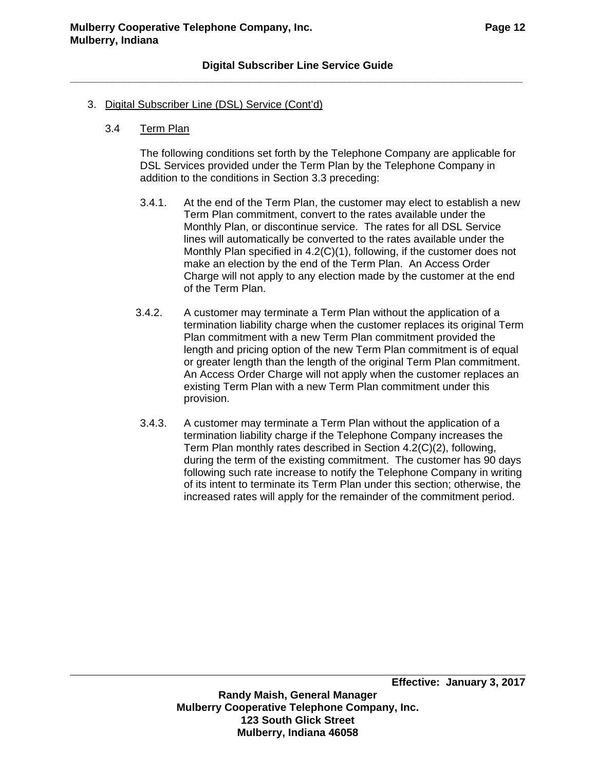3. Digital Subscriber Line (DSL) Service (Cont'd)

3.4 Term Plan

The following conditions set forth by the Telephone Company are applicable for DSL Services provided under the Term Plan by the Telephone Company in addition to the conditions in Section 3.3 preceding:

3.4.1. At the end of the Term Plan, the customer may elect to establish a new Term Plan commitment, convert to the rates available under the Monthly Plan, or discontinue service. The rates for all DSL Service lines will automatically be converted to the rates available under the Monthly Plan specified in 4.2(C)(1), following, if the customer does not make an election by the end of the Term Plan. An Access Order Charge will not apply to any election made by the customer at the end of the Term Plan.

3.4.2. A customer may terminate a Term Plan without the application of a termination liability charge when the customer replaces its original Term Plan commitment with a new Term Plan commitment provided the length and pricing option of the new Term Plan commitment is of equal or greater length than the length of the original Term Plan commitment. An Access Order Charge will not apply when the customer replaces an existing Term Plan with a new Term Plan commitment under this provision.

3.4.3. A customer may terminate a Term Plan without the application of a termination liability charge if the Telephone Company increases the Term Plan monthly rates described in Section 4.2(C)(2), following, during the term of the existing commitment. The customer has 90 days following such rate increase to notify the Telephone Company in writing of its intent to terminate its Term Plan under this section; otherwise, the increased rates will apply for the remainder of the commitment period.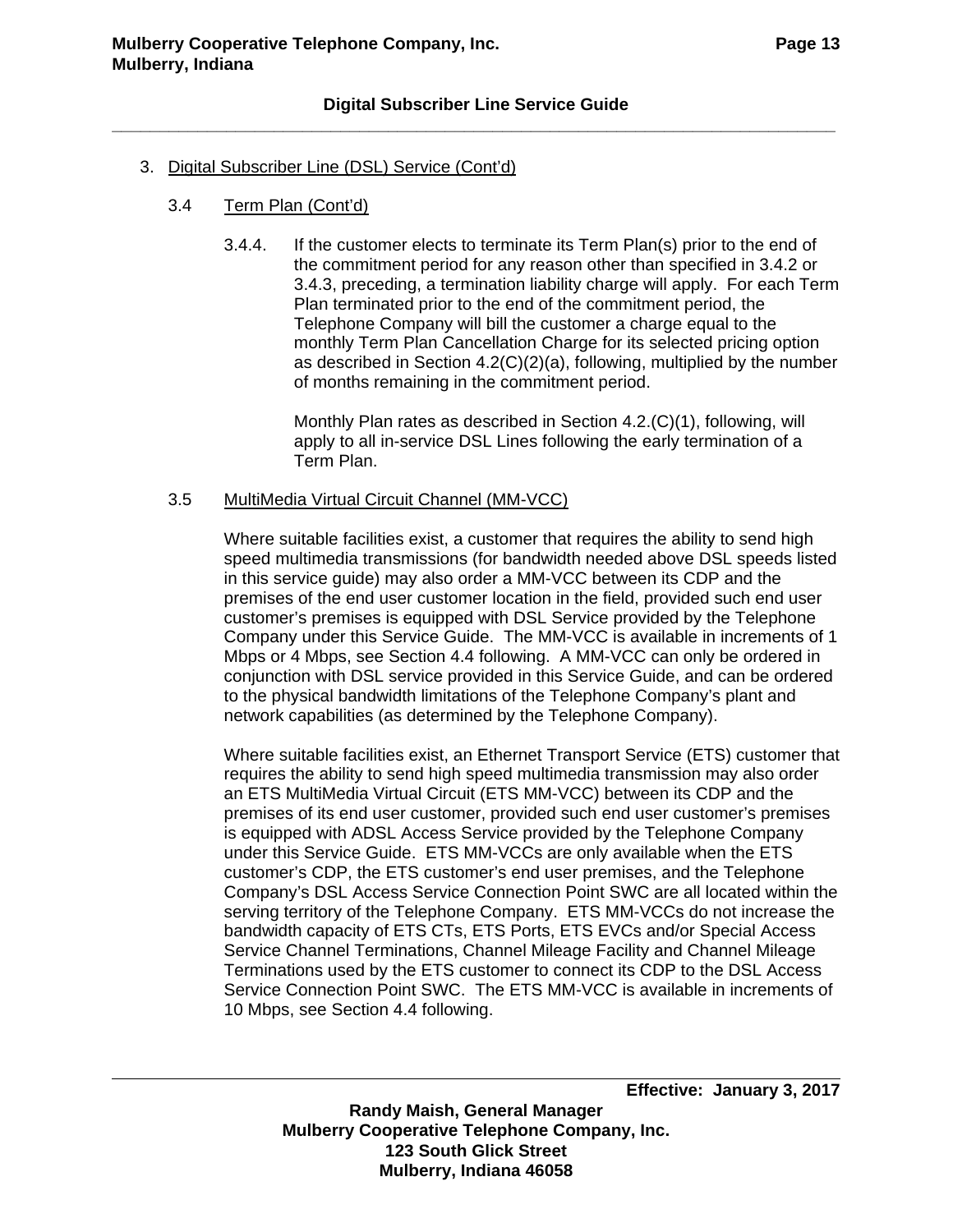### Digital Subscriber Line Service Guide

3. Digital Subscriber Line (DSL) Service (Cont'd)

   3.4 Term Plan (Cont'd)

   3.4.4. If the customer elects to terminate its Term Plan(s) prior to the end of the commitment period for any reason other than specified in 3.4.2 or 3.4.3, preceding, a termination liability charge will apply. For each Term Plan terminated prior to the end of the commitment period, the Telephone Company will bill the customer a charge equal to the monthly Term Plan Cancellation Charge for its selected pricing option as described in Section 4.2(C)(2)(a), following, multiplied by the number of months remaining in the commitment period.

   Monthly Plan rates as described in Section 4.2.(C)(1), following, will apply to all in-service DSL Lines following the early termination of a Term Plan.

   3.5 MultiMedia Virtual Circuit Channel (MM-VCC)

   Where suitable facilities exist, a customer that requires the ability to send high speed multimedia transmissions (for bandwidth needed above DSL speeds listed in this service guide) may also order a MM-VCC between its CDP and the premises of the end user customer location in the field, provided such end user customer's premises is equipped with DSL Service provided by the Telephone Company under this Service Guide. The MM-VCC is available in increments of 1 Mbps or 4 Mbps, see Section 4.4 following. A MM-VCC can only be ordered in conjunction with DSL service provided in this Service Guide, and can be ordered to the physical bandwidth limitations of the Telephone Company's plant and network capabilities (as determined by the Telephone Company).

   Where suitable facilities exist, an Ethernet Transport Service (ETS) customer that requires the ability to send high speed multimedia transmission may also order an ETS MultiMedia Virtual Circuit (ETS MM-VCC) between its CDP and the premises of its end user customer, provided such end user customer's premises is equipped with ADSL Access Service provided by the Telephone Company under this Service Guide. ETS MM-VCCs are only available when the ETS customer's CDP, the ETS customer's end user premises, and the Telephone Company's DSL Access Service Connection Point SWC are all located within the serving territory of the Telephone Company. ETS MM-VCCs do not increase the bandwidth capacity of ETS CTs, ETS Ports, ETS EVCs and/or Special Access Service Channel Terminations, Channel Mileage Facility and Channel Mileage Terminations used by the ETS customer to connect its CDP to the DSL Access Service Connection Point SWC. The ETS MM-VCC is available in increments of 10 Mbps, see Section 4.4 following.

**Effective: January 3, 2017**

**Randy Maish, General Manager**
**Mulberry Cooperative Telephone Company, Inc.**
**123 South Glick Street**
**Mulberry, Indiana 46058**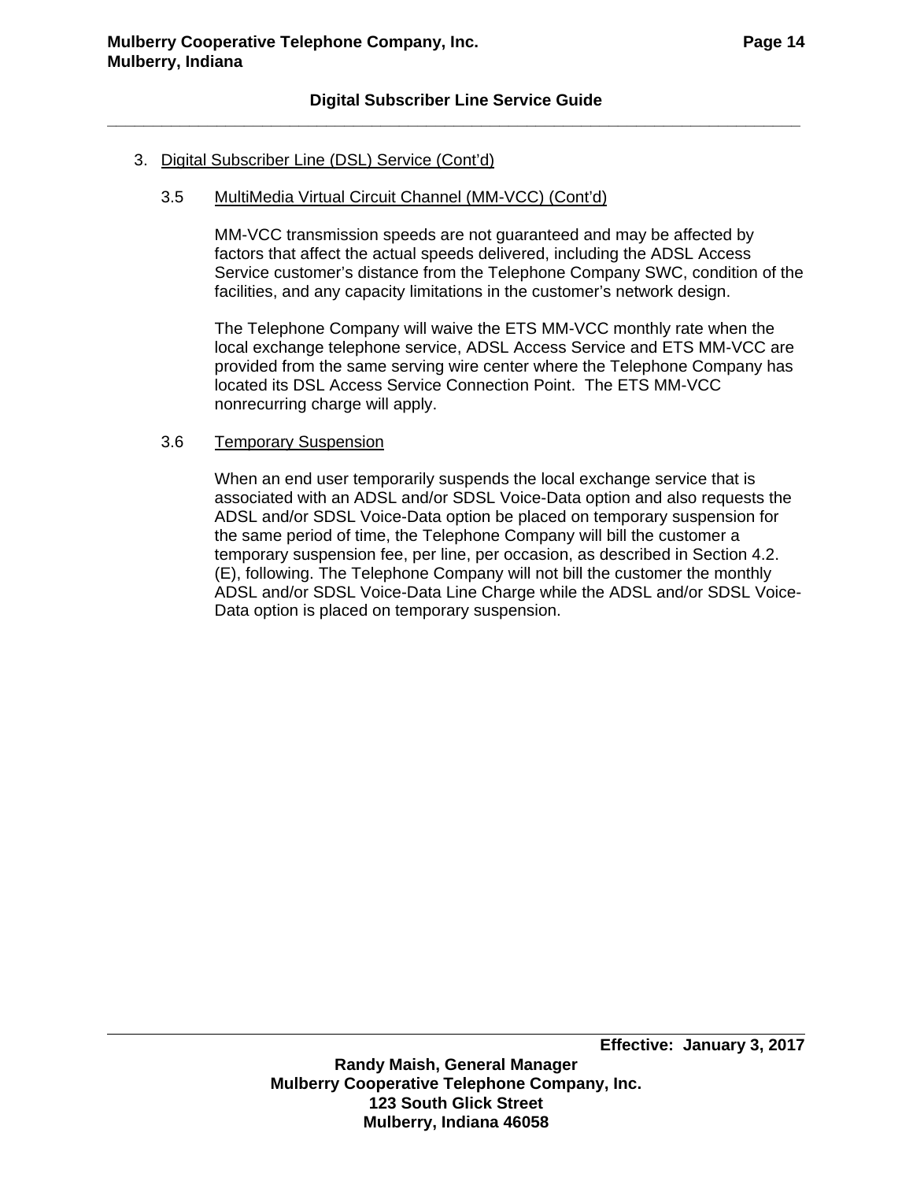3. Digital Subscriber Line (DSL) Service (Cont'd)

3.5 MultiMedia Virtual Circuit Channel (MM-VCC) (Cont'd)

MM-VCC transmission speeds are not guaranteed and may be affected by factors that affect the actual speeds delivered, including the ADSL Access Service customer's distance from the Telephone Company SWC, condition of the facilities, and any capacity limitations in the customer's network design.

The Telephone Company will waive the ETS MM-VCC monthly rate when the local exchange telephone service, ADSL Access Service and ETS MM-VCC are provided from the same serving wire center where the Telephone Company has located its DSL Access Service Connection Point. The ETS MM-VCC nonrecurring charge will apply.

3.6 Temporary Suspension

When an end user temporarily suspends the local exchange service that is associated with an ADSL and/or SDSL Voice-Data option and also requests the ADSL and/or SDSL Voice-Data option be placed on temporary suspension for the same period of time, the Telephone Company will bill the customer a temporary suspension fee, per line, per occasion, as described in Section 4.2.(E), following. The Telephone Company will not bill the customer the monthly ADSL and/or SDSL Voice-Data Line Charge while the ADSL and/or SDSL Voice-Data option is placed on temporary suspension.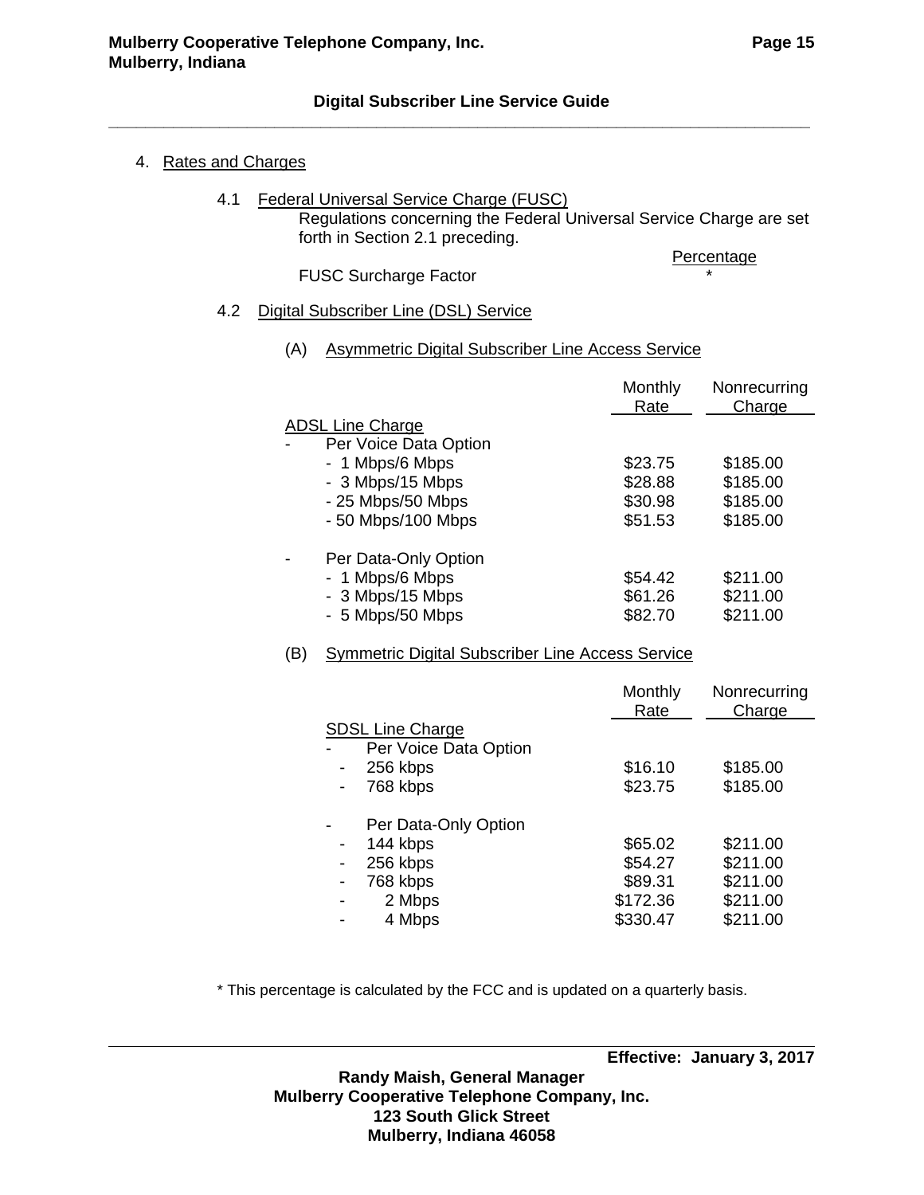## 4. Rates and Charges

### 4.1 Federal Universal Service Charge (FUSC)

Regulations concerning the Federal Universal Service Charge are set forth in Section 2.1 preceding.

| | Percentage |
|---|---|
| FUSC Surcharge Factor | * |

### 4.2 Digital Subscriber Line (DSL) Service

#### (A) Asymmetric Digital Subscriber Line Access Service

| | Monthly Rate | Nonrecurring Charge |
|---|---|---|
| ADSL Line Charge | | |
| - Per Voice Data Option | | |
| - 1 Mbps/6 Mbps | $23.75 | $185.00 |
| - 3 Mbps/15 Mbps | $28.88 | $185.00 |
| - 25 Mbps/50 Mbps | $30.98 | $185.00 |
| - 50 Mbps/100 Mbps | $51.53 | $185.00 |
| - Per Data-Only Option | | |
| - 1 Mbps/6 Mbps | $54.42 | $211.00 |
| - 3 Mbps/15 Mbps | $61.26 | $211.00 |
| - 5 Mbps/50 Mbps | $82.70 | $211.00 |

#### (B) Symmetric Digital Subscriber Line Access Service

| | Monthly Rate | Nonrecurring Charge |
|---|---|---|
| SDSL Line Charge | | |
| - Per Voice Data Option | | |
| - 256 kbps | $16.10 | $185.00 |
| - 768 kbps | $23.75 | $185.00 |
| - Per Data-Only Option | | |
| - 144 kbps | $65.02 | $211.00 |
| - 256 kbps | $54.27 | $211.00 |
| - 768 kbps | $89.31 | $211.00 |
| - 2 Mbps | $172.36 | $211.00 |
| - 4 Mbps | $330.47 | $211.00 |

* This percentage is calculated by the FCC and is updated on a quarterly basis.

**Effective: January 3, 2017**

**Randy Maish, General Manager**
**Mulberry Cooperative Telephone Company, Inc.**
**123 South Glick Street**
**Mulberry, Indiana 46058**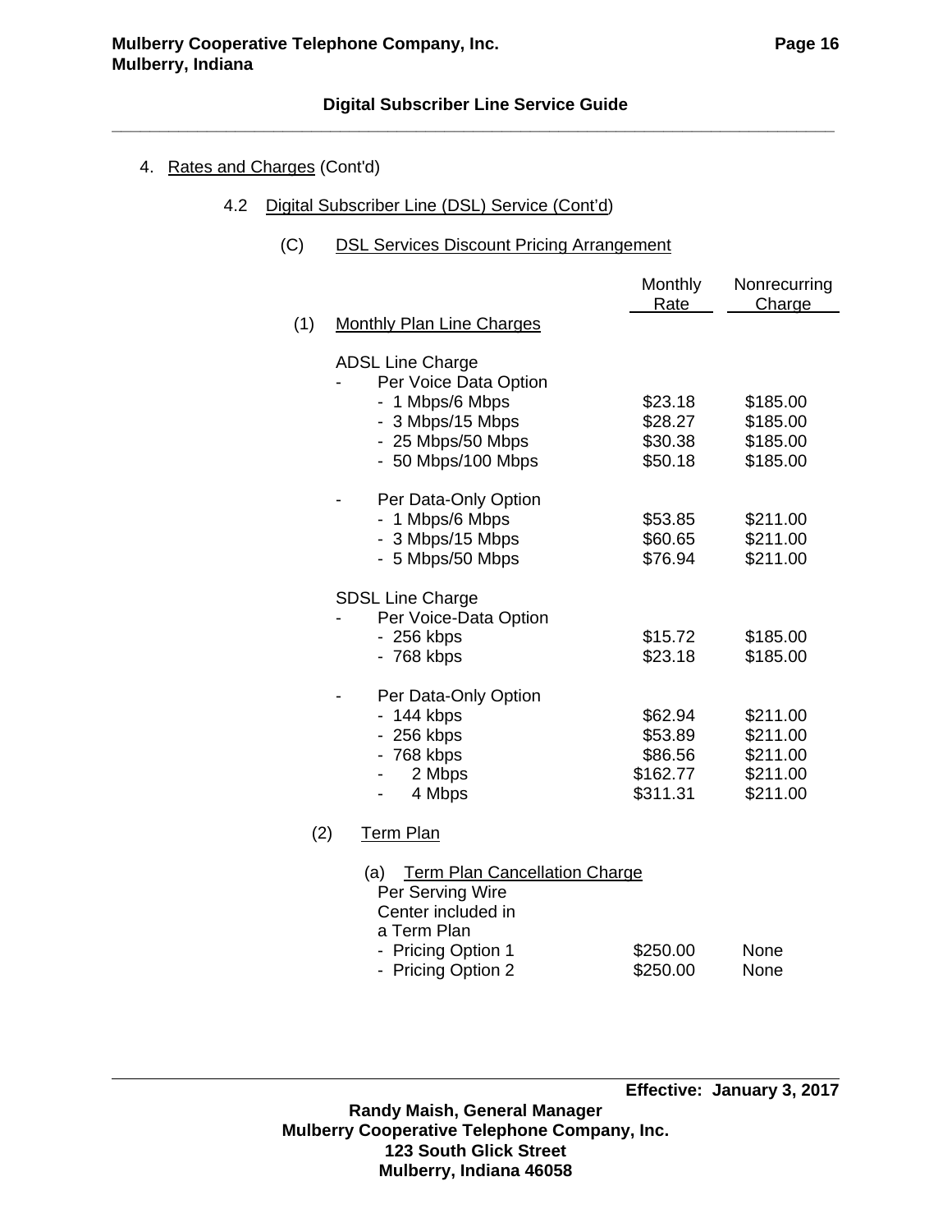4. Rates and Charges (Cont'd)

4.2 Digital Subscriber Line (DSL) Service (Cont'd)

(C) DSL Services Discount Pricing Arrangement

| | Monthly Rate | Nonrecurring Charge |
|---|---|---|
| (1) Monthly Plan Line Charges | | |
| ADSL Line Charge | | |
| - Per Voice Data Option | | |
| - 1 Mbps/6 Mbps | $23.18 | $185.00 |
| - 3 Mbps/15 Mbps | $28.27 | $185.00 |
| - 25 Mbps/50 Mbps | $30.38 | $185.00 |
| - 50 Mbps/100 Mbps | $50.18 | $185.00 |
| - Per Data-Only Option | | |
| - 1 Mbps/6 Mbps | $53.85 | $211.00 |
| - 3 Mbps/15 Mbps | $60.65 | $211.00 |
| - 5 Mbps/50 Mbps | $76.94 | $211.00 |
| SDSL Line Charge | | |
| - Per Voice-Data Option | | |
| - 256 kbps | $15.72 | $185.00 |
| - 768 kbps | $23.18 | $185.00 |
| - Per Data-Only Option | | |
| - 144 kbps | $62.94 | $211.00 |
| - 256 kbps | $53.89 | $211.00 |
| - 768 kbps | $86.56 | $211.00 |
| - 2 Mbps | $162.77 | $211.00 |
| - 4 Mbps | $311.31 | $211.00 |

(2) Term Plan

| | Monthly Rate | Nonrecurring Charge |
|---|---|---|
| (a) Term Plan Cancellation Charge | | |
| Per Serving Wire Center included in a Term Plan | | |
| - Pricing Option 1 | $250.00 | None |
| - Pricing Option 2 | $250.00 | None |

Effective: January 3, 2017

**Randy Maish, General Manager**
**Mulberry Cooperative Telephone Company, Inc.**
**123 South Glick Street**
**Mulberry, Indiana 46058**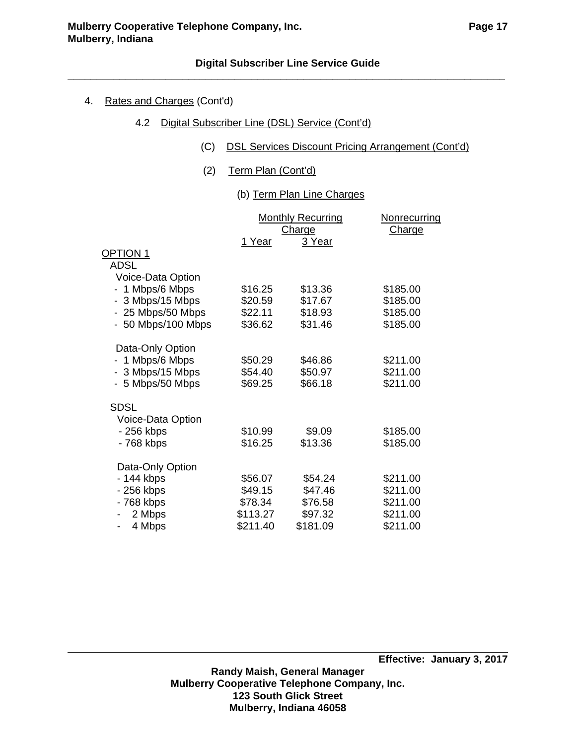4. Rates and Charges (Cont'd)

4.2 Digital Subscriber Line (DSL) Service (Cont'd)

(C) DSL Services Discount Pricing Arrangement (Cont'd)

(2) Term Plan (Cont'd)

(b) Term Plan Line Charges

| | Monthly Recurring Charge | | Nonrecurring Charge |
|---|---|---|---|
| | 1 Year | 3 Year | |
| OPTION 1 | | | |
| ADSL | | | |
| Voice-Data Option | | | |
| - 1 Mbps/6 Mbps | $16.25 | $13.36 | $185.00 |
| - 3 Mbps/15 Mbps | $20.59 | $17.67 | $185.00 |
| - 25 Mbps/50 Mbps | $22.11 | $18.93 | $185.00 |
| - 50 Mbps/100 Mbps | $36.62 | $31.46 | $185.00 |
| Data-Only Option | | | |
| - 1 Mbps/6 Mbps | $50.29 | $46.86 | $211.00 |
| - 3 Mbps/15 Mbps | $54.40 | $50.97 | $211.00 |
| - 5 Mbps/50 Mbps | $69.25 | $66.18 | $211.00 |
| SDSL | | | |
| Voice-Data Option | | | |
| - 256 kbps | $10.99 | $9.09 | $185.00 |
| - 768 kbps | $16.25 | $13.36 | $185.00 |
| Data-Only Option | | | |
| - 144 kbps | $56.07 | $54.24 | $211.00 |
| - 256 kbps | $49.15 | $47.46 | $211.00 |
| - 768 kbps | $78.34 | $76.58 | $211.00 |
| - 2 Mbps | $113.27 | $97.32 | $211.00 |
| - 4 Mbps | $211.40 | $181.09 | $211.00 |

Effective: January 3, 2017

Randy Maish, General Manager
Mulberry Cooperative Telephone Company, Inc.
123 South Glick Street
Mulberry, Indiana 46058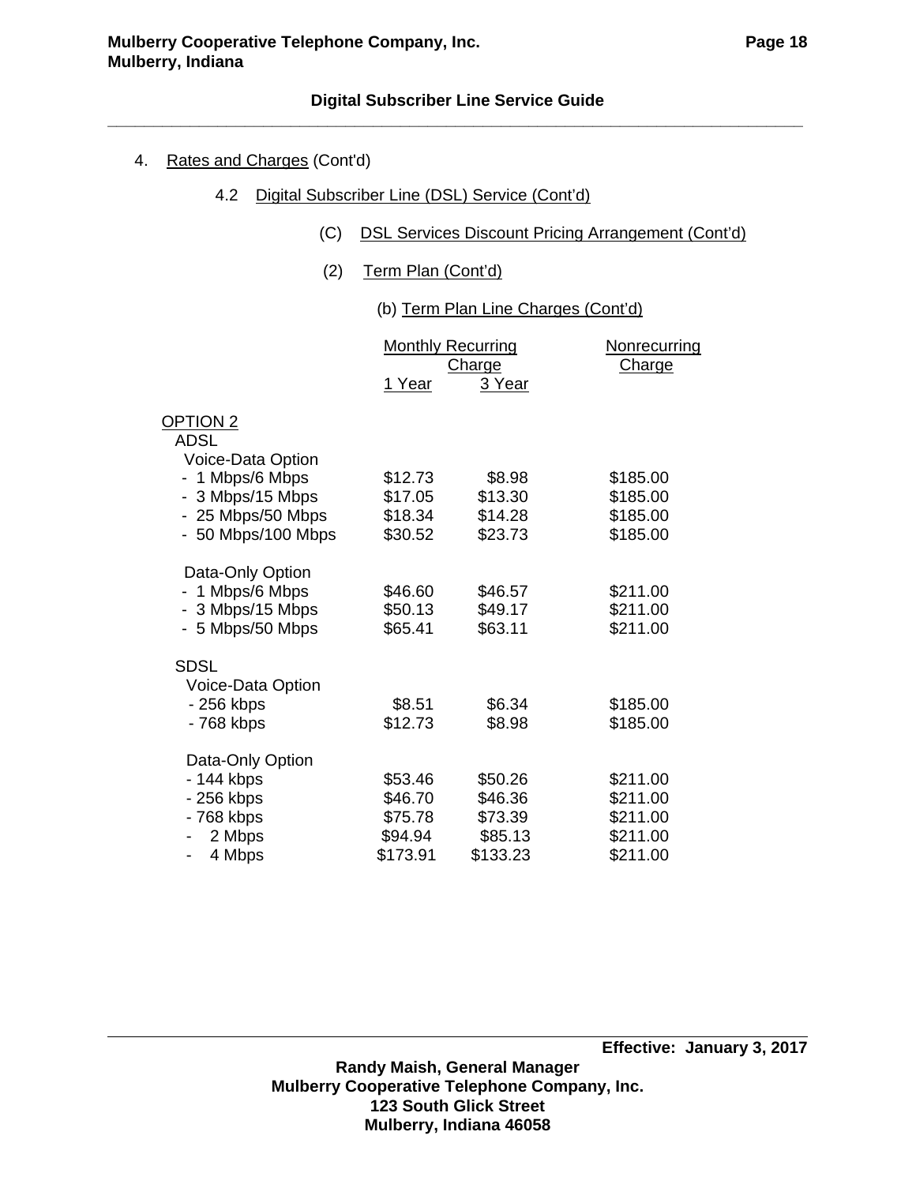**Digital Subscriber Line Service Guide**

4. Rates and Charges (Cont'd)

4.2 Digital Subscriber Line (DSL) Service (Cont'd)

(C) DSL Services Discount Pricing Arrangement (Cont'd)

(2) Term Plan (Cont'd)

(b) Term Plan Line Charges (Cont'd)

| | Monthly Recurring Charge | | Nonrecurring Charge |
|---|---|---|---|
| | 1 Year | 3 Year | |
| OPTION 2 | | | |
| ADSL | | | |
| Voice-Data Option | | | |
| - 1 Mbps/6 Mbps | $12.73 | $8.98 | $185.00 |
| - 3 Mbps/15 Mbps | $17.05 | $13.30 | $185.00 |
| - 25 Mbps/50 Mbps | $18.34 | $14.28 | $185.00 |
| - 50 Mbps/100 Mbps | $30.52 | $23.73 | $185.00 |
| Data-Only Option | | | |
| - 1 Mbps/6 Mbps | $46.60 | $46.57 | $211.00 |
| - 3 Mbps/15 Mbps | $50.13 | $49.17 | $211.00 |
| - 5 Mbps/50 Mbps | $65.41 | $63.11 | $211.00 |
| SDSL | | | |
| Voice-Data Option | | | |
| - 256 kbps | $8.51 | $6.34 | $185.00 |
| - 768 kbps | $12.73 | $8.98 | $185.00 |
| Data-Only Option | | | |
| - 144 kbps | $53.46 | $50.26 | $211.00 |
| - 256 kbps | $46.70 | $46.36 | $211.00 |
| - 768 kbps | $75.78 | $73.39 | $211.00 |
| - 2 Mbps | $94.94 | $85.13 | $211.00 |
| - 4 Mbps | $173.91 | $133.23 | $211.00 |

**Effective: January 3, 2017**

**Randy Maish, General Manager**
**Mulberry Cooperative Telephone Company, Inc.**
**123 South Glick Street**
**Mulberry, Indiana 46058**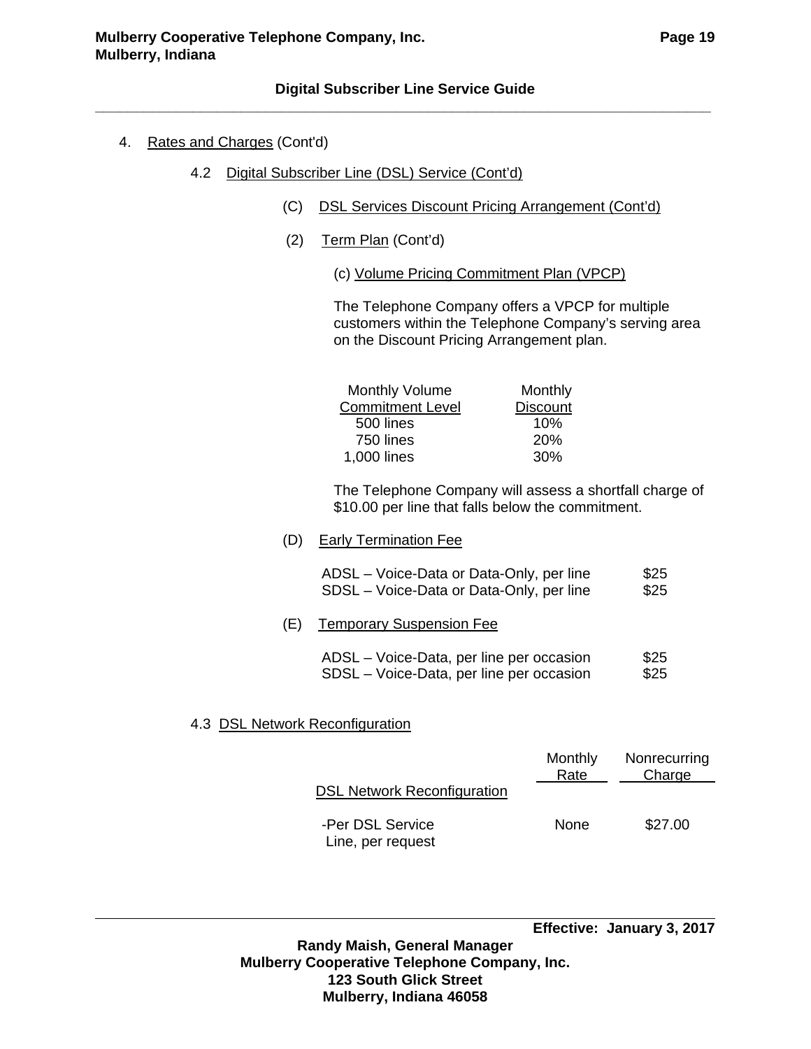4. Rates and Charges (Cont'd)

4.2 Digital Subscriber Line (DSL) Service (Cont'd)

(C) DSL Services Discount Pricing Arrangement (Cont'd)

(2) Term Plan (Cont'd)

(c) Volume Pricing Commitment Plan (VPCP)

The Telephone Company offers a VPCP for multiple customers within the Telephone Company's serving area on the Discount Pricing Arrangement plan.

| Monthly Volume Commitment Level | Monthly Discount |
|---|---|
| 500 lines | 10% |
| 750 lines | 20% |
| 1,000 lines | 30% |

The Telephone Company will assess a shortfall charge of $10.00 per line that falls below the commitment.

(D) Early Termination Fee

| | |
|---|---|
| ADSL – Voice-Data or Data-Only, per line | $25 |
| SDSL – Voice-Data or Data-Only, per line | $25 |

(E) Temporary Suspension Fee

| | |
|---|---|
| ADSL – Voice-Data, per line per occasion | $25 |
| SDSL – Voice-Data, per line per occasion | $25 |

4.3 DSL Network Reconfiguration

| DSL Network Reconfiguration | Monthly Rate | Nonrecurring Charge |
|---|---|---|
| -Per DSL Service Line, per request | None | $27.00 |

Effective: January 3, 2017

**Randy Maish, General Manager**
**Mulberry Cooperative Telephone Company, Inc.**
**123 South Glick Street**
**Mulberry, Indiana 46058**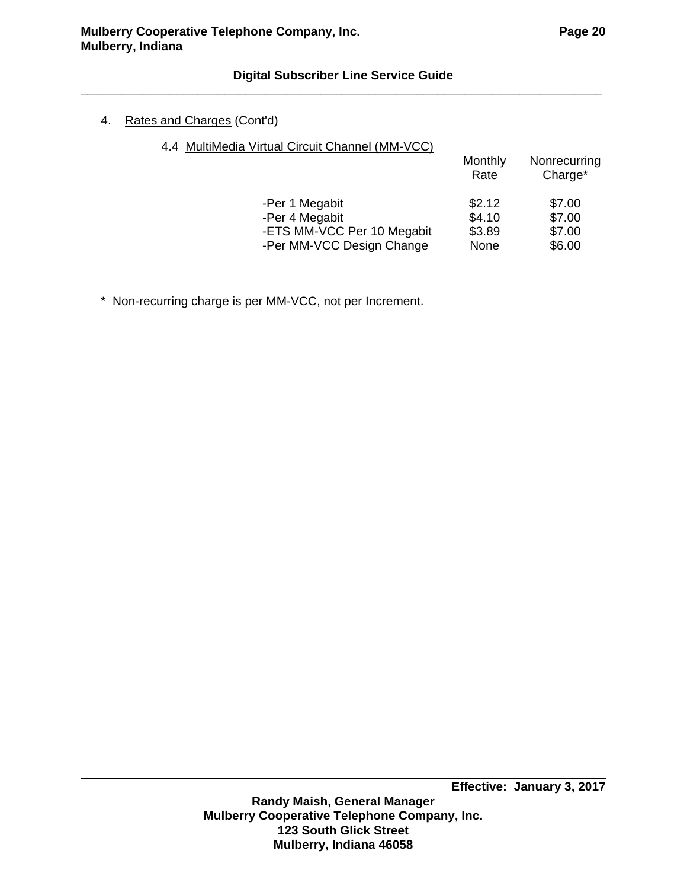4. Rates and Charges (Cont'd)

4.4 MultiMedia Virtual Circuit Channel (MM-VCC)

| | Monthly Rate | Nonrecurring Charge* |
|---|---|---|
| -Per 1 Megabit | $2.12 | $7.00 |
| -Per 4 Megabit | $4.10 | $7.00 |
| -ETS MM-VCC Per 10 Megabit | $3.89 | $7.00 |
| -Per MM-VCC Design Change | None | $6.00 |

\* Non-recurring charge is per MM-VCC, not per Increment.

**Effective: January 3, 2017**

**Randy Maish, General Manager**
**Mulberry Cooperative Telephone Company, Inc.**
**123 South Glick Street**
**Mulberry, Indiana 46058**